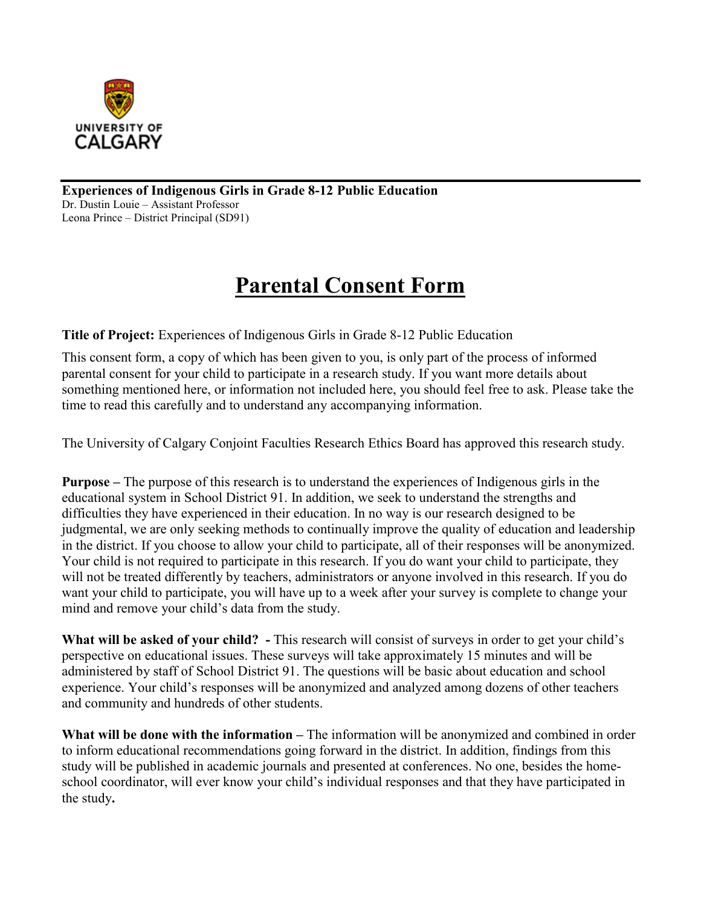UNIVERSITY OF CALGARY

**Experiences of Indigenous Girls in Grade 8-12 Public Education**
Dr. Dustin Louie – Assistant Professor
Leona Prince – District Principal (SD91)

# Parental Consent Form

**Title of Project:** Experiences of Indigenous Girls in Grade 8-12 Public Education

This consent form, a copy of which has been given to you, is only part of the process of informed parental consent for your child to participate in a research study. If you want more details about something mentioned here, or information not included here, you should feel free to ask. Please take the time to read this carefully and to understand any accompanying information.

The University of Calgary Conjoint Faculties Research Ethics Board has approved this research study.

**Purpose –** The purpose of this research is to understand the experiences of Indigenous girls in the educational system in School District 91. In addition, we seek to understand the strengths and difficulties they have experienced in their education. In no way is our research designed to be judgmental, we are only seeking methods to continually improve the quality of education and leadership in the district. If you choose to allow your child to participate, all of their responses will be anonymized. Your child is not required to participate in this research. If you do want your child to participate, they will not be treated differently by teachers, administrators or anyone involved in this research. If you do want your child to participate, you will have up to a week after your survey is complete to change your mind and remove your child's data from the study.

**What will be asked of your child? -** This research will consist of surveys in order to get your child's perspective on educational issues. These surveys will take approximately 15 minutes and will be administered by staff of School District 91. The questions will be basic about education and school experience. Your child's responses will be anonymized and analyzed among dozens of other teachers and community and hundreds of other students.

**What will be done with the information –** The information will be anonymized and combined in order to inform educational recommendations going forward in the district. In addition, findings from this study will be published in academic journals and presented at conferences. No one, besides the home-school coordinator, will ever know your child's individual responses and that they have participated in the study**.**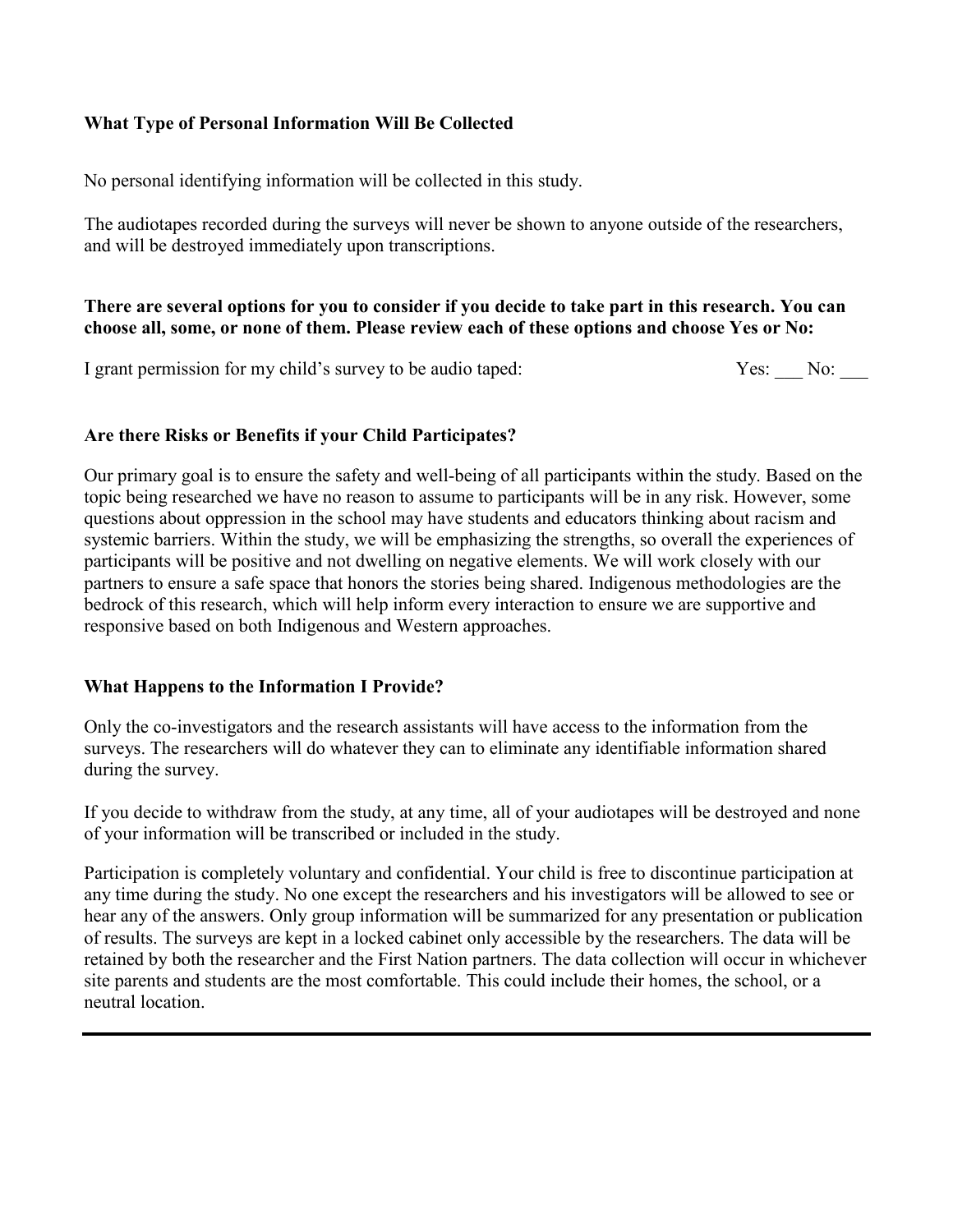### What Type of Personal Information Will Be Collected

No personal identifying information will be collected in this study.

The audiotapes recorded during the surveys will never be shown to anyone outside of the researchers, and will be destroyed immediately upon transcriptions.

**There are several options for you to consider if you decide to take part in this research. You can choose all, some, or none of them. Please review each of these options and choose Yes or No:**

I grant permission for my child's survey to be audio taped: Yes: ___ No: ___

### Are there Risks or Benefits if your Child Participates?

Our primary goal is to ensure the safety and well-being of all participants within the study. Based on the topic being researched we have no reason to assume to participants will be in any risk. However, some questions about oppression in the school may have students and educators thinking about racism and systemic barriers. Within the study, we will be emphasizing the strengths, so overall the experiences of participants will be positive and not dwelling on negative elements. We will work closely with our partners to ensure a safe space that honors the stories being shared. Indigenous methodologies are the bedrock of this research, which will help inform every interaction to ensure we are supportive and responsive based on both Indigenous and Western approaches.

### What Happens to the Information I Provide?

Only the co-investigators and the research assistants will have access to the information from the surveys. The researchers will do whatever they can to eliminate any identifiable information shared during the survey.

If you decide to withdraw from the study, at any time, all of your audiotapes will be destroyed and none of your information will be transcribed or included in the study.

Participation is completely voluntary and confidential. Your child is free to discontinue participation at any time during the study. No one except the researchers and his investigators will be allowed to see or hear any of the answers. Only group information will be summarized for any presentation or publication of results. The surveys are kept in a locked cabinet only accessible by the researchers. The data will be retained by both the researcher and the First Nation partners. The data collection will occur in whichever site parents and students are the most comfortable. This could include their homes, the school, or a neutral location.

---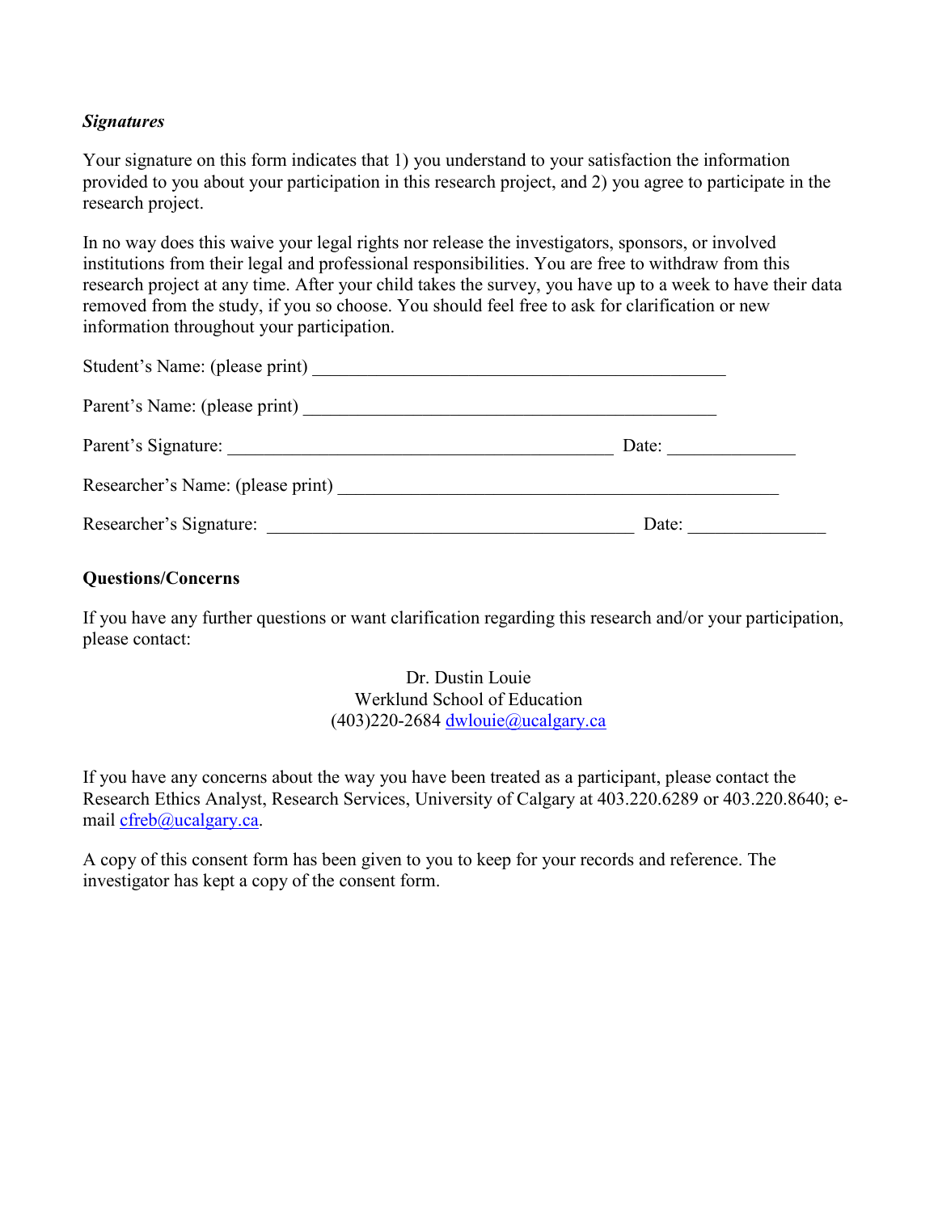***Signatures***

Your signature on this form indicates that 1) you understand to your satisfaction the information provided to you about your participation in this research project, and 2) you agree to participate in the research project.

In no way does this waive your legal rights nor release the investigators, sponsors, or involved institutions from their legal and professional responsibilities. You are free to withdraw from this research project at any time. After your child takes the survey, you have up to a week to have their data removed from the study, if you so choose. You should feel free to ask for clarification or new information throughout your participation.

Student's Name: (please print) _______________________________________________

Parent's Name: (please print) _______________________________________________

Parent's Signature: ____________________________________________ Date: ______________

Researcher's Name: (please print) __________________________________________________

Researcher's Signature: __________________________________________ Date: _______________

**Questions/Concerns**

If you have any further questions or want clarification regarding this research and/or your participation, please contact:

Dr. Dustin Louie
Werklund School of Education
(403)220-2684 dwlouie@ucalgary.ca

If you have any concerns about the way you have been treated as a participant, please contact the Research Ethics Analyst, Research Services, University of Calgary at 403.220.6289 or 403.220.8640; e-mail cfreb@ucalgary.ca.

A copy of this consent form has been given to you to keep for your records and reference. The investigator has kept a copy of the consent form.